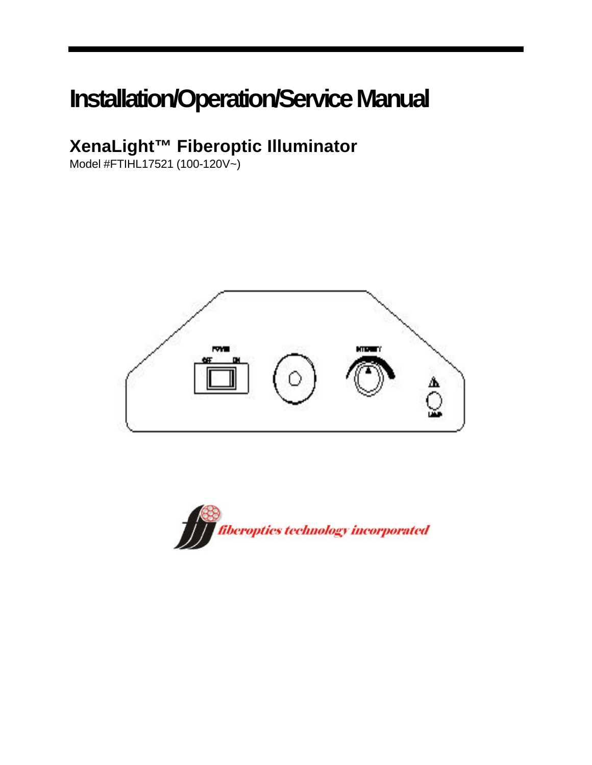# Installation/Operation/Service Manual

## XenaLight™ Fiberoptic Illuminator

Model #FTIHL17521 (100-120V~)

fiberoptics technology incorporated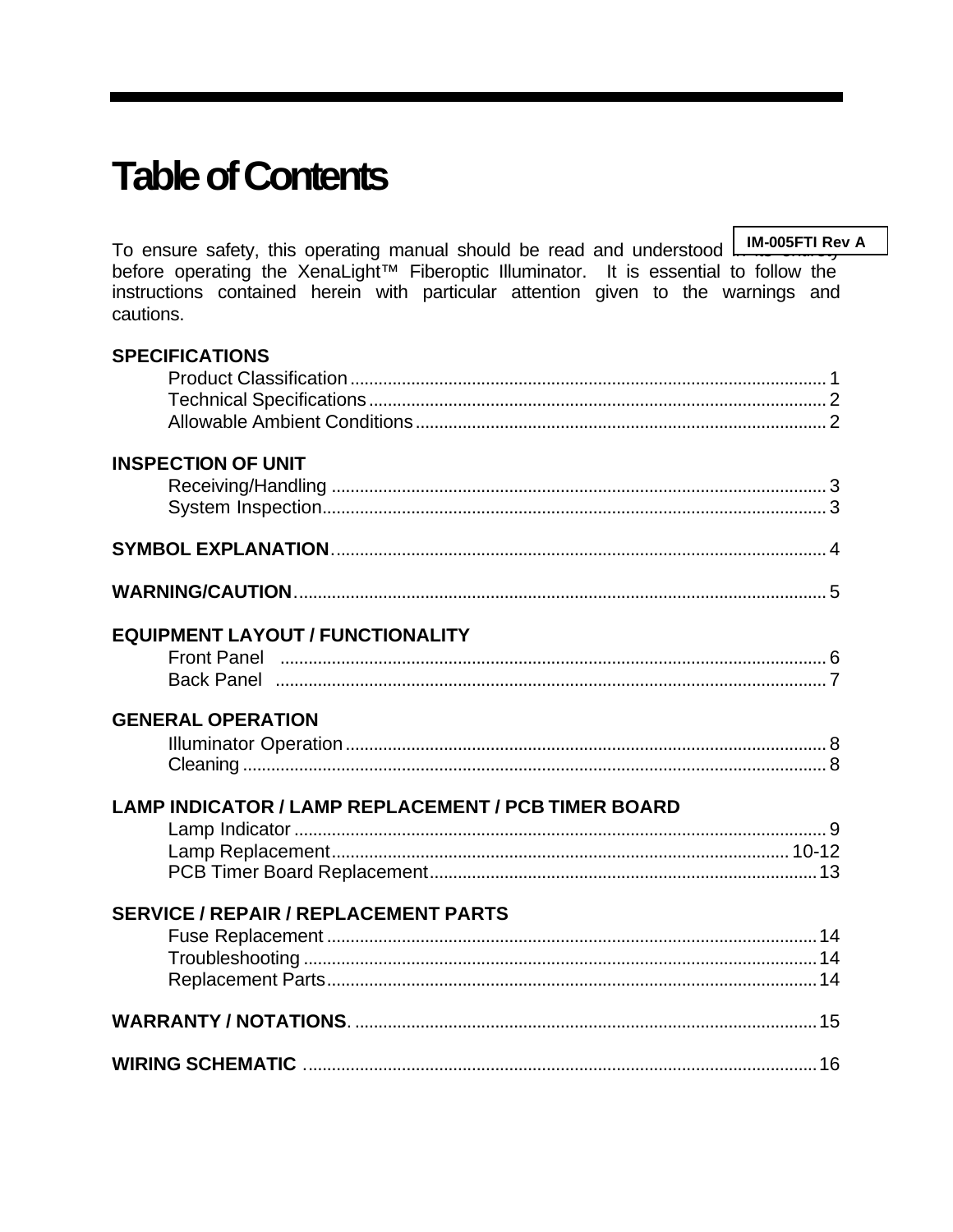# Table of Contents

IM-005FTI Rev A

To ensure safety, this operating manual should be read and understood in its entirety before operating the XenaLight™ Fiberoptic Illuminator. It is essential to follow the instructions contained herein with particular attention given to the warnings and cautions.

**SPECIFICATIONS**

- Product Classification ........ 1
- Technical Specifications ........ 2
- Allowable Ambient Conditions ........ 2

**INSPECTION OF UNIT**

- Receiving/Handling ........ 3
- System Inspection ........ 3

**SYMBOL EXPLANATION** ........ 4

**WARNING/CAUTION** ........ 5

**EQUIPMENT LAYOUT / FUNCTIONALITY**

- Front Panel ........ 6
- Back Panel ........ 7

**GENERAL OPERATION**

- Illuminator Operation ........ 8
- Cleaning ........ 8

**LAMP INDICATOR / LAMP REPLACEMENT / PCB TIMER BOARD**

- Lamp Indicator ........ 9
- Lamp Replacement ........ 10-12
- PCB Timer Board Replacement ........ 13

**SERVICE / REPAIR / REPLACEMENT PARTS**

- Fuse Replacement ........ 14
- Troubleshooting ........ 14
- Replacement Parts ........ 14

**WARRANTY / NOTATIONS** ........ 15

**WIRING SCHEMATIC** ........ 16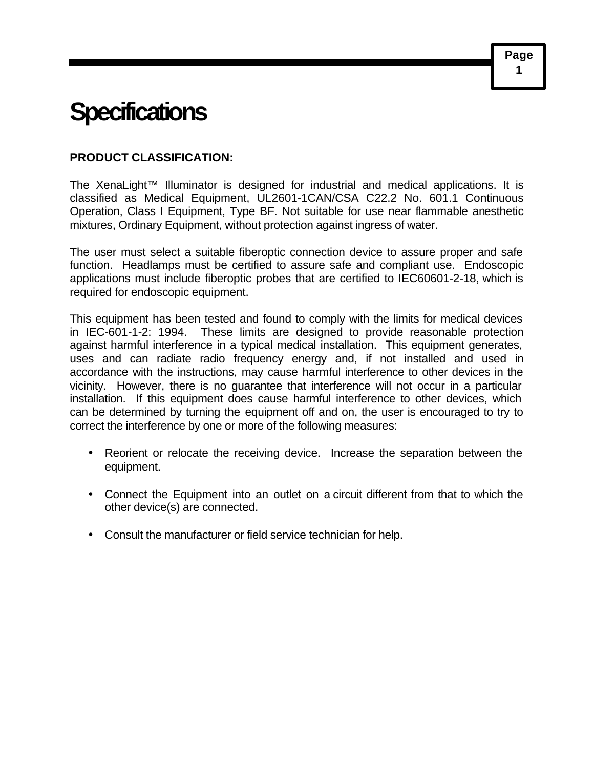# Specifications

**PRODUCT CLASSIFICATION:**

The XenaLight™ Illuminator is designed for industrial and medical applications. It is classified as Medical Equipment, UL2601-1CAN/CSA C22.2 No. 601.1 Continuous Operation, Class I Equipment, Type BF. Not suitable for use near flammable anesthetic mixtures, Ordinary Equipment, without protection against ingress of water.

The user must select a suitable fiberoptic connection device to assure proper and safe function. Headlamps must be certified to assure safe and compliant use. Endoscopic applications must include fiberoptic probes that are certified to IEC60601-2-18, which is required for endoscopic equipment.

This equipment has been tested and found to comply with the limits for medical devices in IEC-601-1-2: 1994. These limits are designed to provide reasonable protection against harmful interference in a typical medical installation. This equipment generates, uses and can radiate radio frequency energy and, if not installed and used in accordance with the instructions, may cause harmful interference to other devices in the vicinity. However, there is no guarantee that interference will not occur in a particular installation. If this equipment does cause harmful interference to other devices, which can be determined by turning the equipment off and on, the user is encouraged to try to correct the interference by one or more of the following measures:

- Reorient or relocate the receiving device. Increase the separation between the equipment.
- Connect the Equipment into an outlet on a circuit different from that to which the other device(s) are connected.
- Consult the manufacturer or field service technician for help.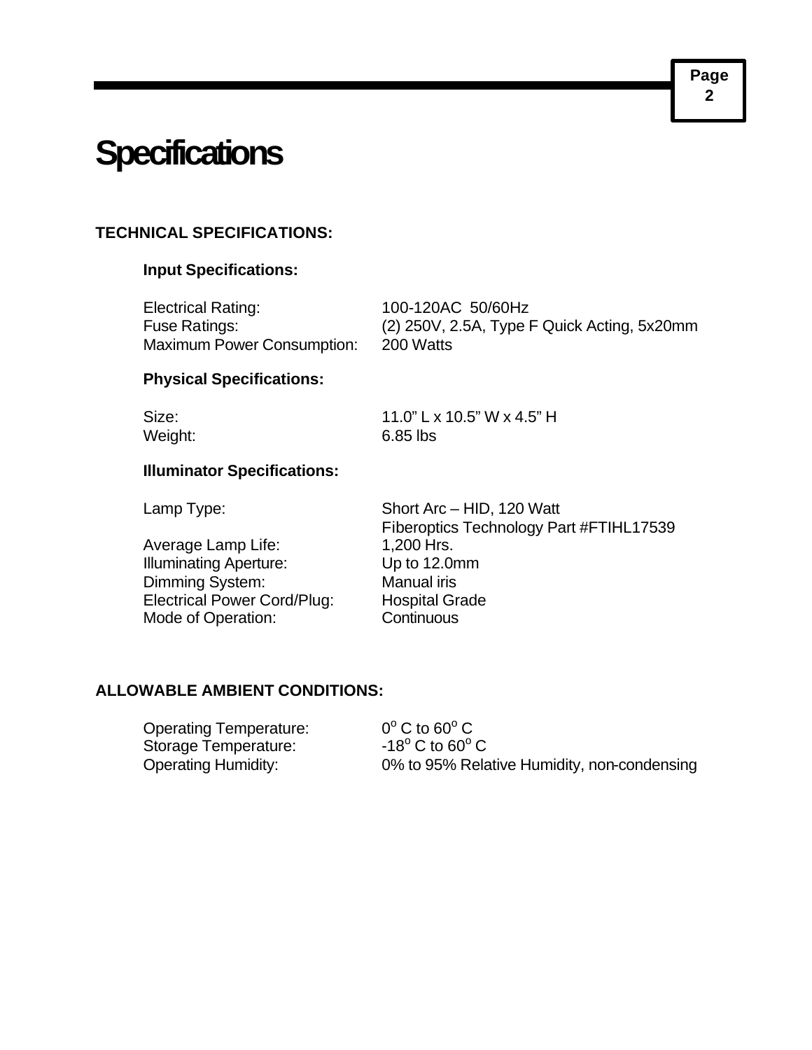# Specifications

## TECHNICAL SPECIFICATIONS:

### Input Specifications:

| | |
|---|---|
| Electrical Rating: | 100-120AC 50/60Hz |
| Fuse Ratings: | (2) 250V, 2.5A, Type F Quick Acting, 5x20mm |
| Maximum Power Consumption: | 200 Watts |

### Physical Specifications:

| | |
|---|---|
| Size: | 11.0" L x 10.5" W x 4.5" H |
| Weight: | 6.85 lbs |

### Illuminator Specifications:

| | |
|---|---|
| Lamp Type: | Short Arc – HID, 120 Watt<br>Fiberoptics Technology Part #FTIHL17539 |
| Average Lamp Life: | 1,200 Hrs. |
| Illuminating Aperture: | Up to 12.0mm |
| Dimming System: | Manual iris |
| Electrical Power Cord/Plug: | Hospital Grade |
| Mode of Operation: | Continuous |

## ALLOWABLE AMBIENT CONDITIONS:

| | |
|---|---|
| Operating Temperature: | $0^{o}$ C to $60^{o}$ C |
| Storage Temperature: | $-18^{o}$ C to $60^{o}$ C |
| Operating Humidity: | 0% to 95% Relative Humidity, non-condensing |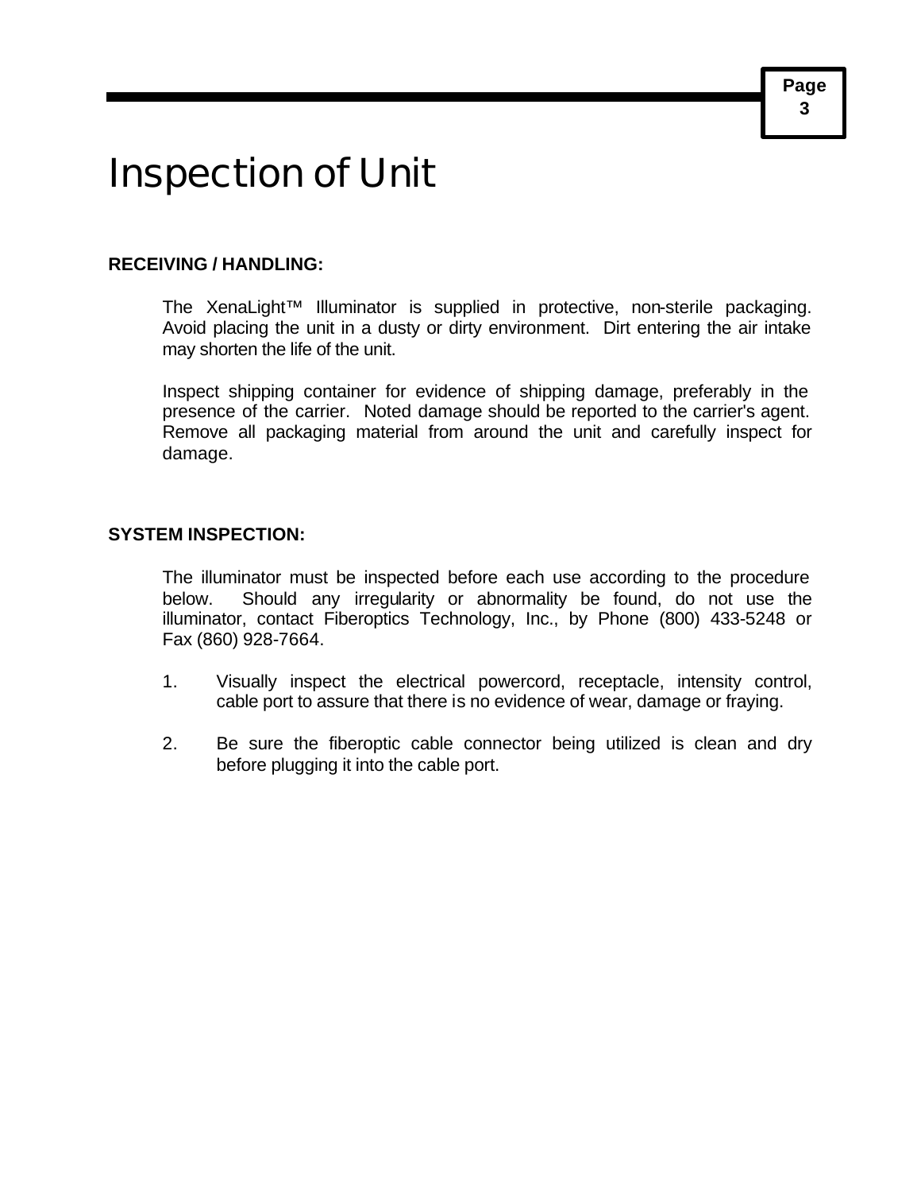# Inspection of Unit

**RECEIVING / HANDLING:**

The XenaLight™ Illuminator is supplied in protective, non-sterile packaging. Avoid placing the unit in a dusty or dirty environment. Dirt entering the air intake may shorten the life of the unit.

Inspect shipping container for evidence of shipping damage, preferably in the presence of the carrier. Noted damage should be reported to the carrier's agent. Remove all packaging material from around the unit and carefully inspect for damage.

**SYSTEM INSPECTION:**

The illuminator must be inspected before each use according to the procedure below. Should any irregularity or abnormality be found, do not use the illuminator, contact Fiberoptics Technology, Inc., by Phone (800) 433-5248 or Fax (860) 928-7664.

1. Visually inspect the electrical powercord, receptacle, intensity control, cable port to assure that there is no evidence of wear, damage or fraying.

2. Be sure the fiberoptic cable connector being utilized is clean and dry before plugging it into the cable port.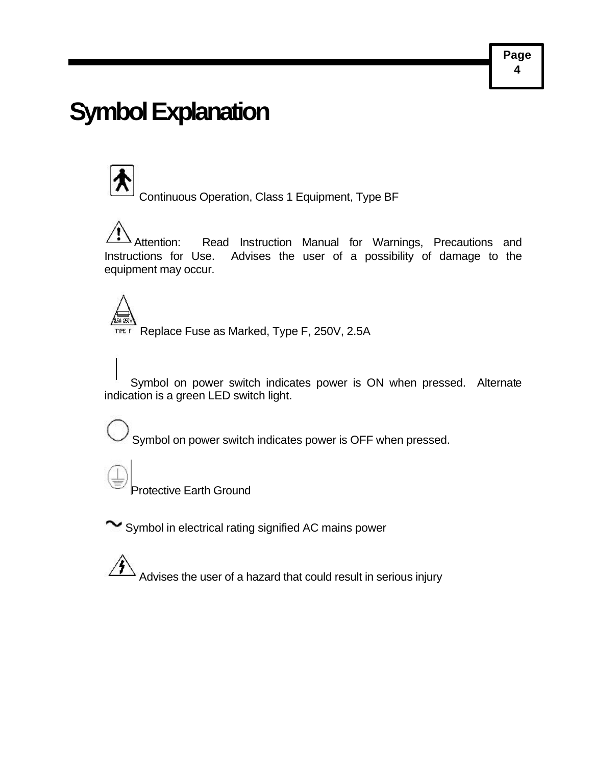# Symbol Explanation

Continuous Operation, Class 1 Equipment, Type BF

Attention: Read Instruction Manual for Warnings, Precautions and Instructions for Use. Advises the user of a possibility of damage to the equipment may occur.

Replace Fuse as Marked, Type F, 250V, 2.5A

Symbol on power switch indicates power is ON when pressed. Alternate indication is a green LED switch light.

Symbol on power switch indicates power is OFF when pressed.

Protective Earth Ground

Symbol in electrical rating signified AC mains power

Advises the user of a hazard that could result in serious injury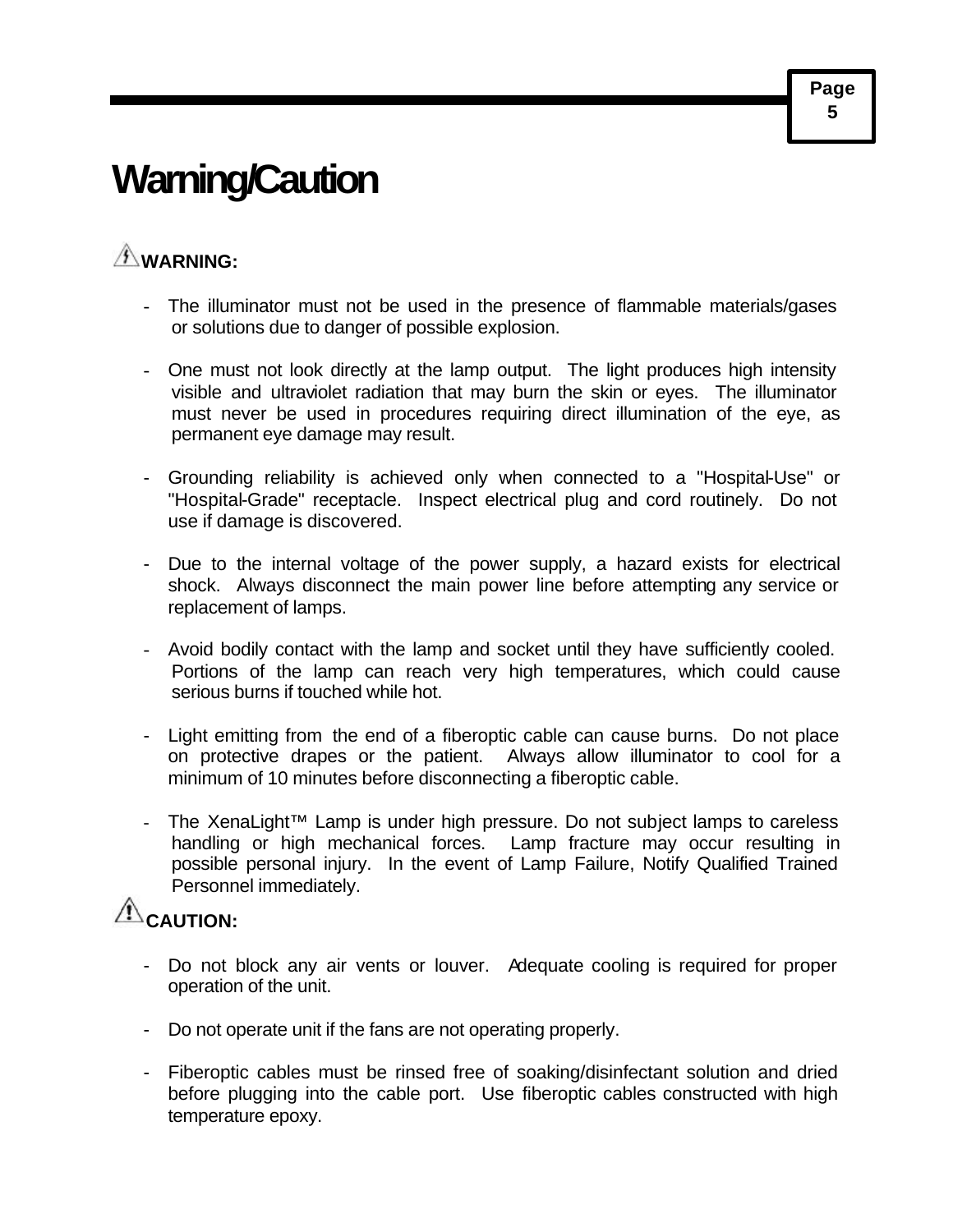# Warning/Caution

**WARNING:**

- The illuminator must not be used in the presence of flammable materials/gases or solutions due to danger of possible explosion.
- One must not look directly at the lamp output. The light produces high intensity visible and ultraviolet radiation that may burn the skin or eyes. The illuminator must never be used in procedures requiring direct illumination of the eye, as permanent eye damage may result.
- Grounding reliability is achieved only when connected to a "Hospital-Use" or "Hospital-Grade" receptacle. Inspect electrical plug and cord routinely. Do not use if damage is discovered.
- Due to the internal voltage of the power supply, a hazard exists for electrical shock. Always disconnect the main power line before attempting any service or replacement of lamps.
- Avoid bodily contact with the lamp and socket until they have sufficiently cooled. Portions of the lamp can reach very high temperatures, which could cause serious burns if touched while hot.
- Light emitting from the end of a fiberoptic cable can cause burns. Do not place on protective drapes or the patient. Always allow illuminator to cool for a minimum of 10 minutes before disconnecting a fiberoptic cable.
- The XenaLight™ Lamp is under high pressure. Do not subject lamps to careless handling or high mechanical forces. Lamp fracture may occur resulting in possible personal injury. In the event of Lamp Failure, Notify Qualified Trained Personnel immediately.

**CAUTION:**

- Do not block any air vents or louver. Adequate cooling is required for proper operation of the unit.
- Do not operate unit if the fans are not operating properly.
- Fiberoptic cables must be rinsed free of soaking/disinfectant solution and dried before plugging into the cable port. Use fiberoptic cables constructed with high temperature epoxy.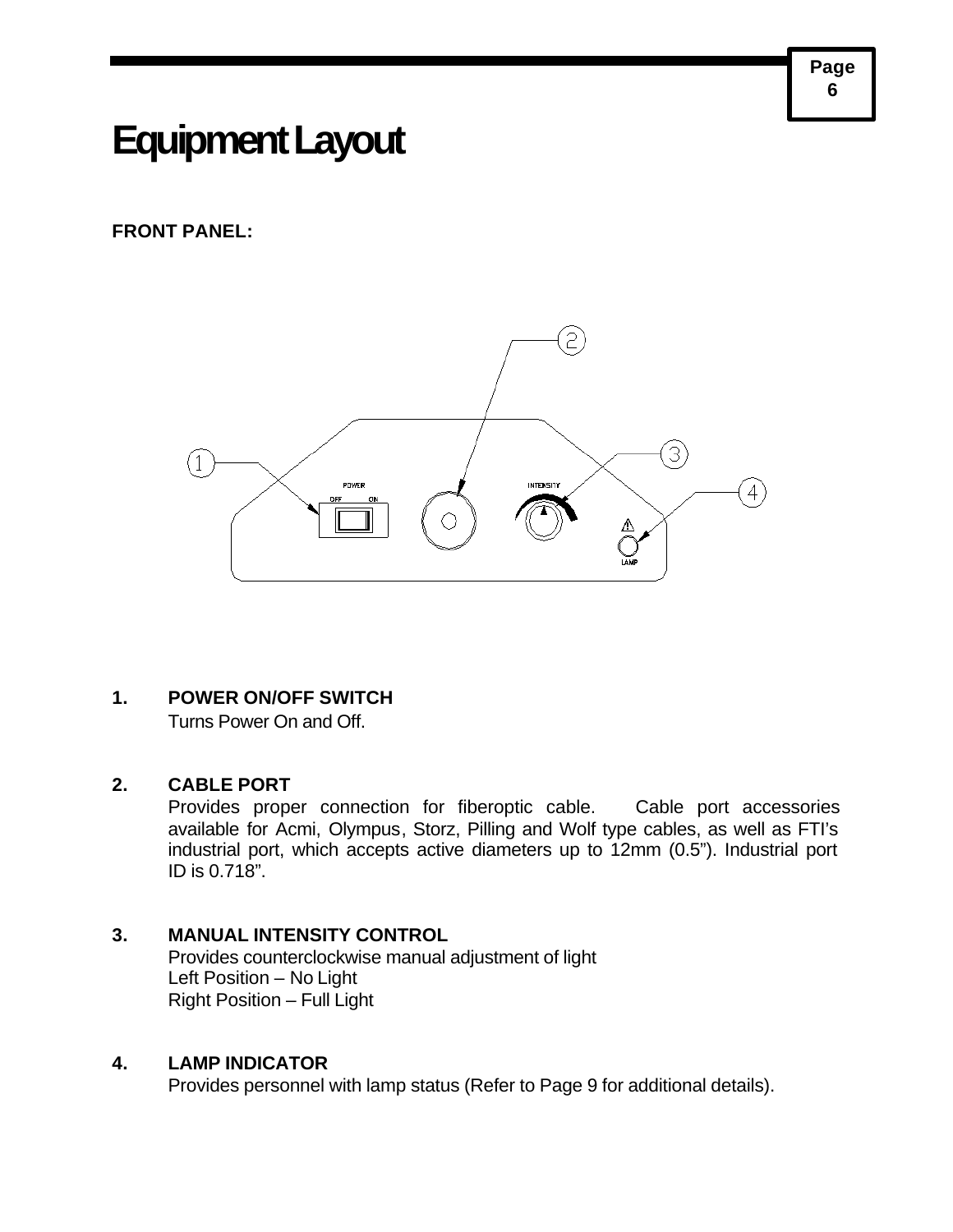# Equipment Layout

**FRONT PANEL:**

**1. POWER ON/OFF SWITCH**

Turns Power On and Off.

**2. CABLE PORT**

Provides proper connection for fiberoptic cable. Cable port accessories available for Acmi, Olympus, Storz, Pilling and Wolf type cables, as well as FTI's industrial port, which accepts active diameters up to 12mm (0.5"). Industrial port ID is 0.718".

**3. MANUAL INTENSITY CONTROL**

Provides counterclockwise manual adjustment of light
Left Position – No Light
Right Position – Full Light

**4. LAMP INDICATOR**

Provides personnel with lamp status (Refer to Page 9 for additional details).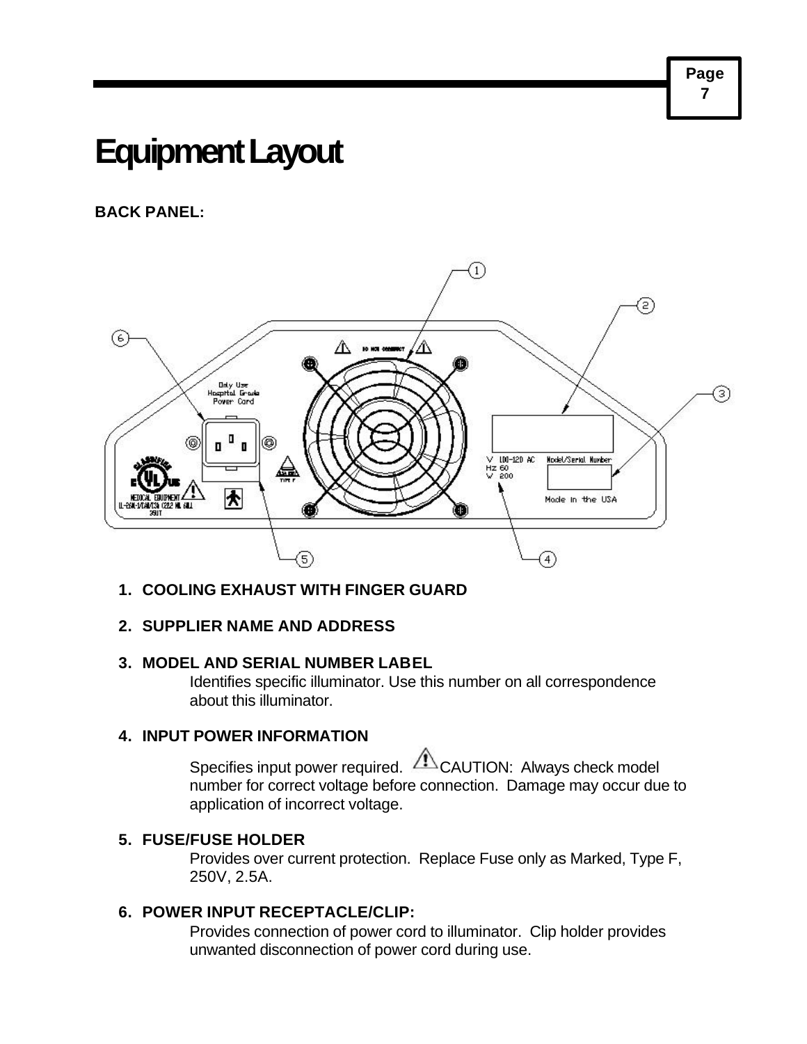# Equipment Layout

**BACK PANEL:**

1. **COOLING EXHAUST WITH FINGER GUARD**

2. **SUPPLIER NAME AND ADDRESS**

3. **MODEL AND SERIAL NUMBER LABEL**
   Identifies specific illuminator. Use this number on all correspondence about this illuminator.

4. **INPUT POWER INFORMATION**
   Specifies input power required. ⚠ CAUTION: Always check model number for correct voltage before connection. Damage may occur due to application of incorrect voltage.

5. **FUSE/FUSE HOLDER**
   Provides over current protection. Replace Fuse only as Marked, Type F, 250V, 2.5A.

6. **POWER INPUT RECEPTACLE/CLIP:**
   Provides connection of power cord to illuminator. Clip holder provides unwanted disconnection of power cord during use.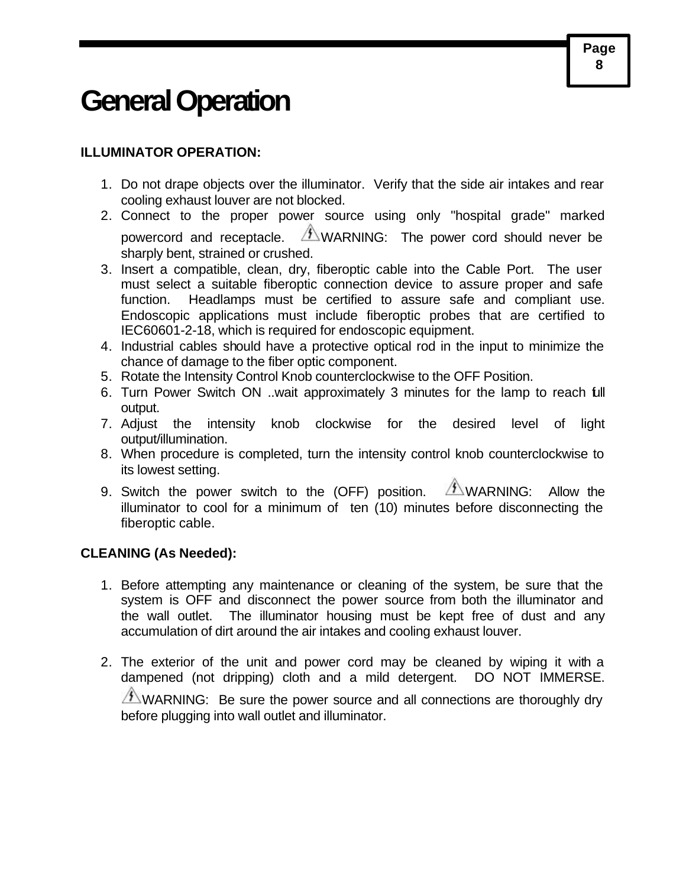# General Operation

**ILLUMINATOR OPERATION:**

1. Do not drape objects over the illuminator. Verify that the side air intakes and rear cooling exhaust louver are not blocked.
2. Connect to the proper power source using only "hospital grade" marked powercord and receptacle. ⚠WARNING: The power cord should never be sharply bent, strained or crushed.
3. Insert a compatible, clean, dry, fiberoptic cable into the Cable Port. The user must select a suitable fiberoptic connection device to assure proper and safe function. Headlamps must be certified to assure safe and compliant use. Endoscopic applications must include fiberoptic probes that are certified to IEC60601-2-18, which is required for endoscopic equipment.
4. Industrial cables should have a protective optical rod in the input to minimize the chance of damage to the fiber optic component.
5. Rotate the Intensity Control Knob counterclockwise to the OFF Position.
6. Turn Power Switch ON ..wait approximately 3 minutes for the lamp to reach full output.
7. Adjust the intensity knob clockwise for the desired level of light output/illumination.
8. When procedure is completed, turn the intensity control knob counterclockwise to its lowest setting.
9. Switch the power switch to the (OFF) position. ⚠WARNING: Allow the illuminator to cool for a minimum of ten (10) minutes before disconnecting the fiberoptic cable.

**CLEANING (As Needed):**

1. Before attempting any maintenance or cleaning of the system, be sure that the system is OFF and disconnect the power source from both the illuminator and the wall outlet. The illuminator housing must be kept free of dust and any accumulation of dirt around the air intakes and cooling exhaust louver.

2. The exterior of the unit and power cord may be cleaned by wiping it with a dampened (not dripping) cloth and a mild detergent. DO NOT IMMERSE. ⚠WARNING: Be sure the power source and all connections are thoroughly dry before plugging into wall outlet and illuminator.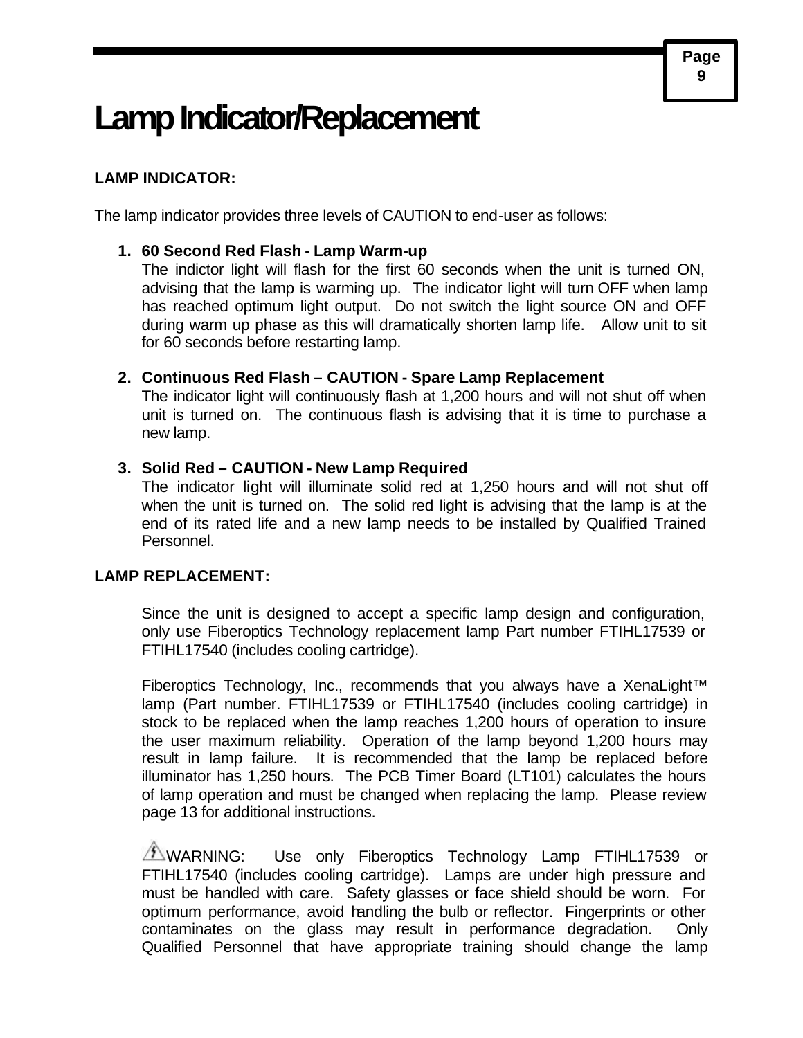# Lamp Indicator/Replacement

**LAMP INDICATOR:**

The lamp indicator provides three levels of CAUTION to end-user as follows:

1. **60 Second Red Flash - Lamp Warm-up**
   The indictor light will flash for the first 60 seconds when the unit is turned ON, advising that the lamp is warming up. The indicator light will turn OFF when lamp has reached optimum light output. Do not switch the light source ON and OFF during warm up phase as this will dramatically shorten lamp life. Allow unit to sit for 60 seconds before restarting lamp.

2. **Continuous Red Flash – CAUTION - Spare Lamp Replacement**
   The indicator light will continuously flash at 1,200 hours and will not shut off when unit is turned on. The continuous flash is advising that it is time to purchase a new lamp.

3. **Solid Red – CAUTION - New Lamp Required**
   The indicator light will illuminate solid red at 1,250 hours and will not shut off when the unit is turned on. The solid red light is advising that the lamp is at the end of its rated life and a new lamp needs to be installed by Qualified Trained Personnel.

**LAMP REPLACEMENT:**

Since the unit is designed to accept a specific lamp design and configuration, only use Fiberoptics Technology replacement lamp Part number FTIHL17539 or FTIHL17540 (includes cooling cartridge).

Fiberoptics Technology, Inc., recommends that you always have a XenaLight™ lamp (Part number. FTIHL17539 or FTIHL17540 (includes cooling cartridge) in stock to be replaced when the lamp reaches 1,200 hours of operation to insure the user maximum reliability. Operation of the lamp beyond 1,200 hours may result in lamp failure. It is recommended that the lamp be replaced before illuminator has 1,250 hours. The PCB Timer Board (LT101) calculates the hours of lamp operation and must be changed when replacing the lamp. Please review page 13 for additional instructions.

⚠WARNING: Use only Fiberoptics Technology Lamp FTIHL17539 or FTIHL17540 (includes cooling cartridge). Lamps are under high pressure and must be handled with care. Safety glasses or face shield should be worn. For optimum performance, avoid handling the bulb or reflector. Fingerprints or other contaminates on the glass may result in performance degradation. Only Qualified Personnel that have appropriate training should change the lamp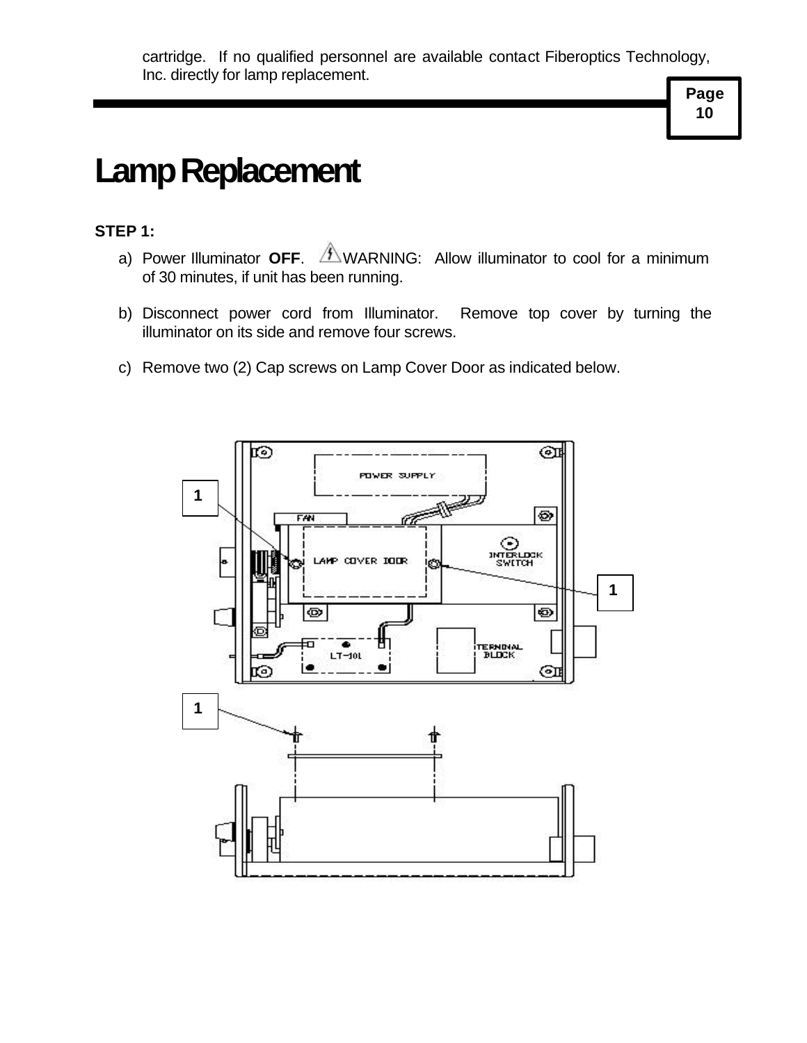cartridge. If no qualified personnel are available contact Fiberoptics Technology, Inc. directly for lamp replacement.

# Lamp Replacement

**STEP 1:**

a) Power Illuminator **OFF**. ⚠WARNING: Allow illuminator to cool for a minimum of 30 minutes, if unit has been running.

b) Disconnect power cord from Illuminator. Remove top cover by turning the illuminator on its side and remove four screws.

c) Remove two (2) Cap screws on Lamp Cover Door as indicated below.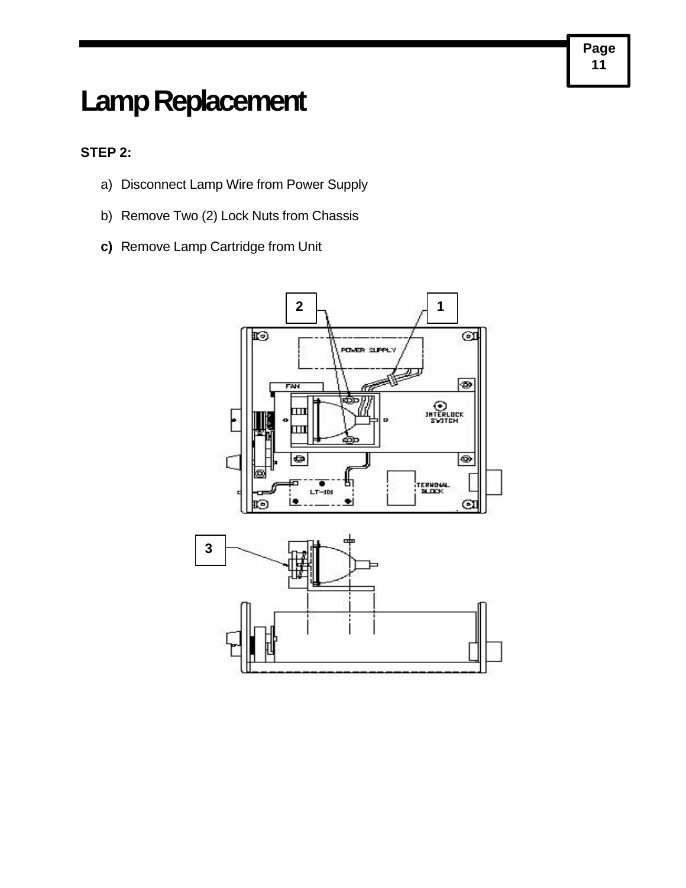# Lamp Replacement

**STEP 2:**

a) Disconnect Lamp Wire from Power Supply

b) Remove Two (2) Lock Nuts from Chassis

**c)** Remove Lamp Cartridge from Unit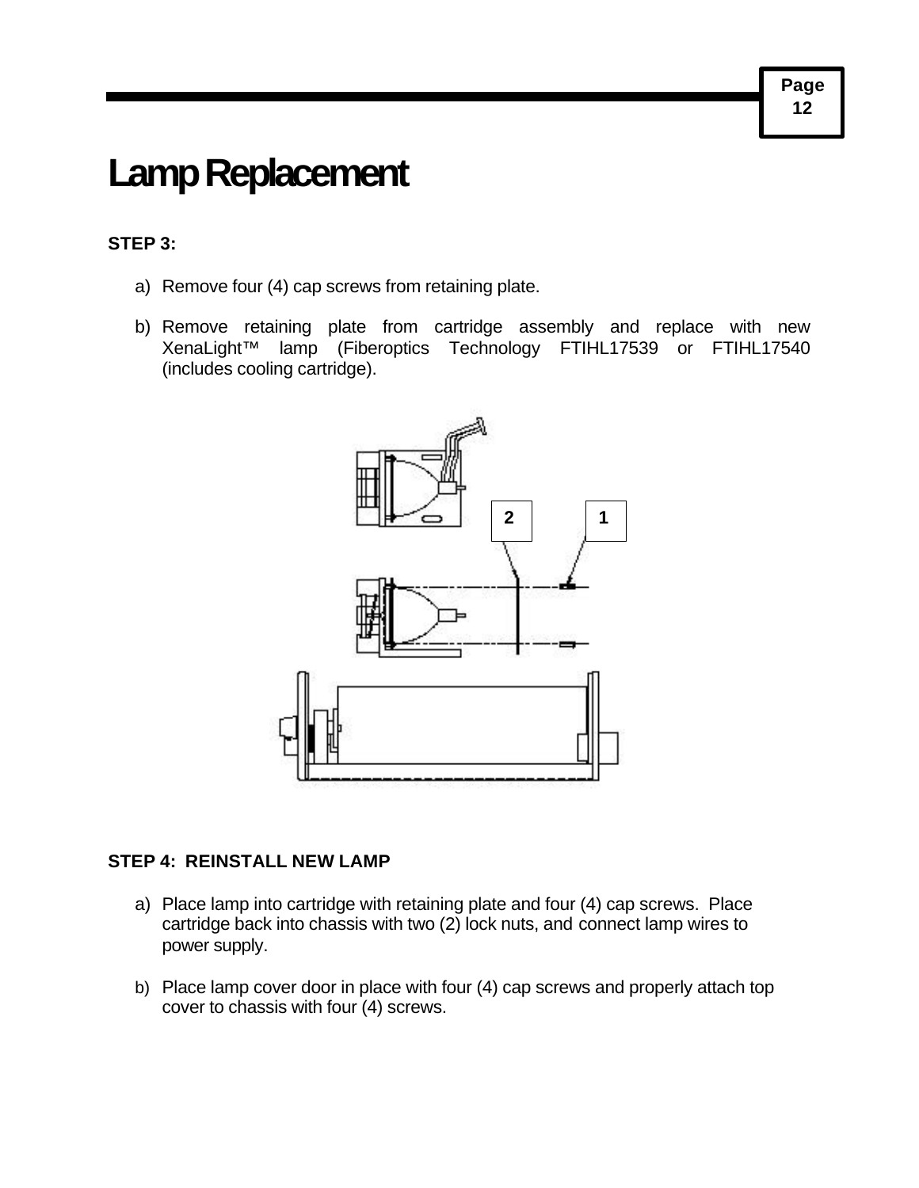# Lamp Replacement

**STEP 3:**

a) Remove four (4) cap screws from retaining plate.

b) Remove retaining plate from cartridge assembly and replace with new XenaLight™ lamp (Fiberoptics Technology FTIHL17539 or FTIHL17540 (includes cooling cartridge).

**STEP 4: REINSTALL NEW LAMP**

a) Place lamp into cartridge with retaining plate and four (4) cap screws. Place cartridge back into chassis with two (2) lock nuts, and connect lamp wires to power supply.

b) Place lamp cover door in place with four (4) cap screws and properly attach top cover to chassis with four (4) screws.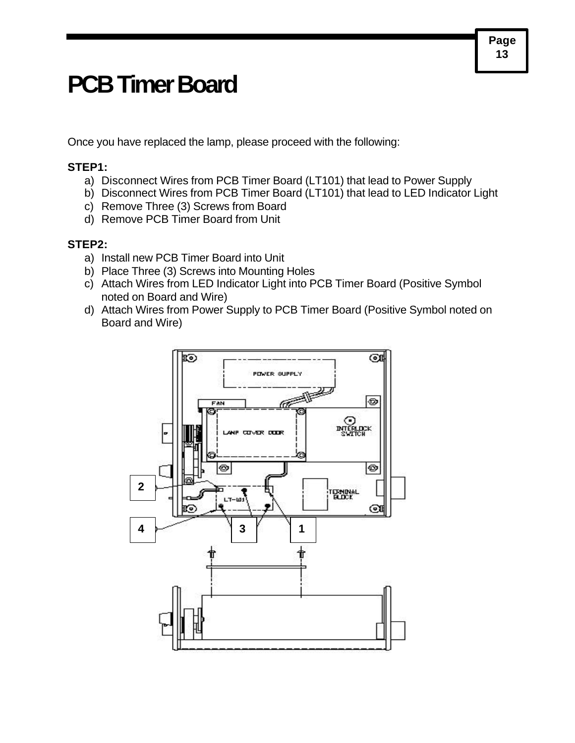# PCB Timer Board

Once you have replaced the lamp, please proceed with the following:

**STEP1:**

a) Disconnect Wires from PCB Timer Board (LT101) that lead to Power Supply
b) Disconnect Wires from PCB Timer Board (LT101) that lead to LED Indicator Light
c) Remove Three (3) Screws from Board
d) Remove PCB Timer Board from Unit

**STEP2:**

a) Install new PCB Timer Board into Unit
b) Place Three (3) Screws into Mounting Holes
c) Attach Wires from LED Indicator Light into PCB Timer Board (Positive Symbol noted on Board and Wire)
d) Attach Wires from Power Supply to PCB Timer Board (Positive Symbol noted on Board and Wire)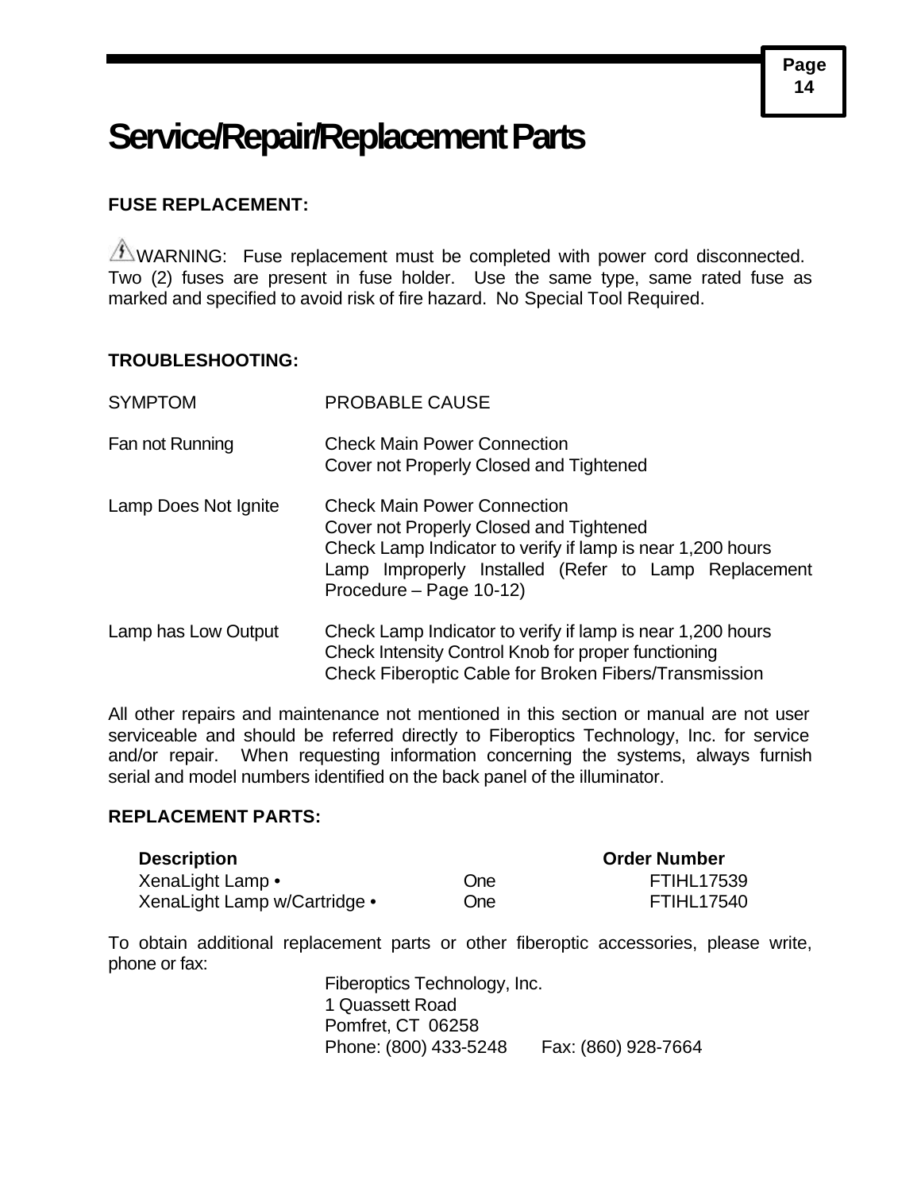# Service/Repair/Replacement Parts

**FUSE REPLACEMENT:**

⚠WARNING: Fuse replacement must be completed with power cord disconnected. Two (2) fuses are present in fuse holder. Use the same type, same rated fuse as marked and specified to avoid risk of fire hazard. No Special Tool Required.

**TROUBLESHOOTING:**

| SYMPTOM | PROBABLE CAUSE |
|---|---|
| Fan not Running | Check Main Power Connection<br>Cover not Properly Closed and Tightened |
| Lamp Does Not Ignite | Check Main Power Connection<br>Cover not Properly Closed and Tightened<br>Check Lamp Indicator to verify if lamp is near 1,200 hours<br>Lamp Improperly Installed (Refer to Lamp Replacement Procedure – Page 10-12) |
| Lamp has Low Output | Check Lamp Indicator to verify if lamp is near 1,200 hours<br>Check Intensity Control Knob for proper functioning<br>Check Fiberoptic Cable for Broken Fibers/Transmission |

All other repairs and maintenance not mentioned in this section or manual are not user serviceable and should be referred directly to Fiberoptics Technology, Inc. for service and/or repair. When requesting information concerning the systems, always furnish serial and model numbers identified on the back panel of the illuminator.

**REPLACEMENT PARTS:**

| **Description** | | **Order Number** |
|---|---|---|
| XenaLight Lamp • | One | FTIHL17539 |
| XenaLight Lamp w/Cartridge • | One | FTIHL17540 |

To obtain additional replacement parts or other fiberoptic accessories, please write, phone or fax:

Fiberoptics Technology, Inc.
1 Quassett Road
Pomfret, CT 06258
Phone: (800) 433-5248 Fax: (860) 928-7664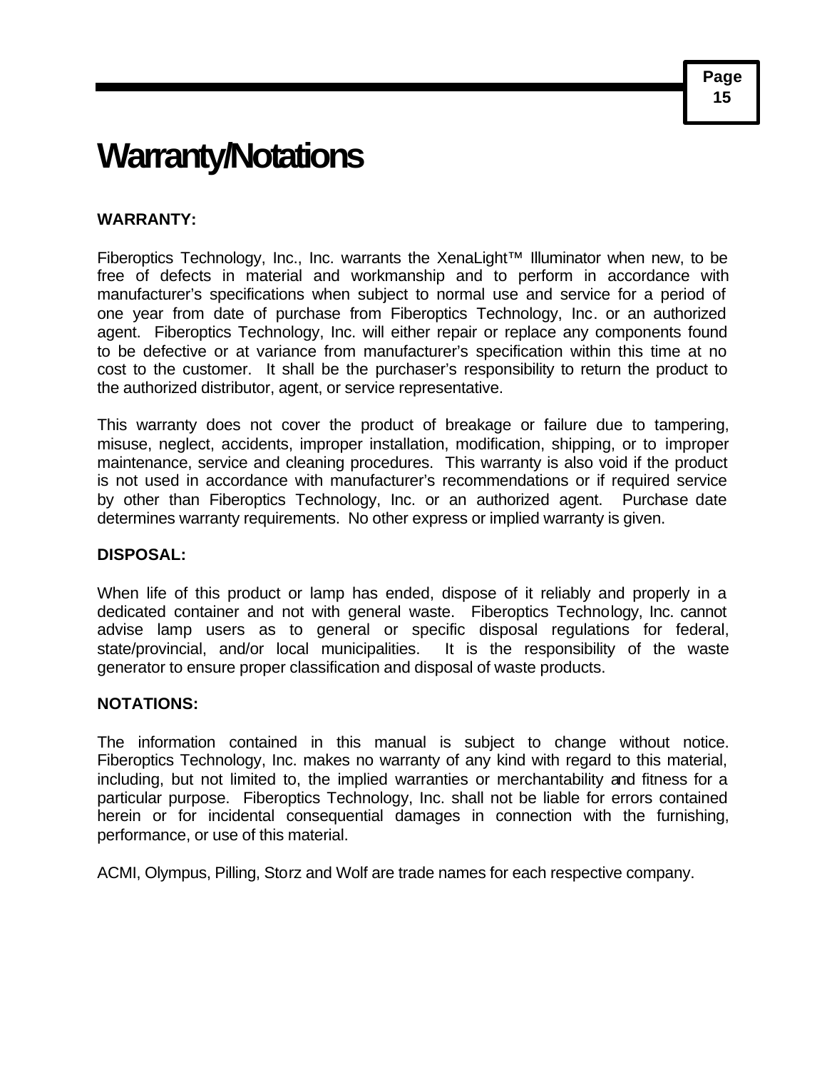# Warranty/Notations

**WARRANTY:**

Fiberoptics Technology, Inc., Inc. warrants the XenaLight™ Illuminator when new, to be free of defects in material and workmanship and to perform in accordance with manufacturer's specifications when subject to normal use and service for a period of one year from date of purchase from Fiberoptics Technology, Inc. or an authorized agent. Fiberoptics Technology, Inc. will either repair or replace any components found to be defective or at variance from manufacturer's specification within this time at no cost to the customer. It shall be the purchaser's responsibility to return the product to the authorized distributor, agent, or service representative.

This warranty does not cover the product of breakage or failure due to tampering, misuse, neglect, accidents, improper installation, modification, shipping, or to improper maintenance, service and cleaning procedures. This warranty is also void if the product is not used in accordance with manufacturer's recommendations or if required service by other than Fiberoptics Technology, Inc. or an authorized agent. Purchase date determines warranty requirements. No other express or implied warranty is given.

**DISPOSAL:**

When life of this product or lamp has ended, dispose of it reliably and properly in a dedicated container and not with general waste. Fiberoptics Technology, Inc. cannot advise lamp users as to general or specific disposal regulations for federal, state/provincial, and/or local municipalities. It is the responsibility of the waste generator to ensure proper classification and disposal of waste products.

**NOTATIONS:**

The information contained in this manual is subject to change without notice. Fiberoptics Technology, Inc. makes no warranty of any kind with regard to this material, including, but not limited to, the implied warranties or merchantability and fitness for a particular purpose. Fiberoptics Technology, Inc. shall not be liable for errors contained herein or for incidental consequential damages in connection with the furnishing, performance, or use of this material.

ACMI, Olympus, Pilling, Storz and Wolf are trade names for each respective company.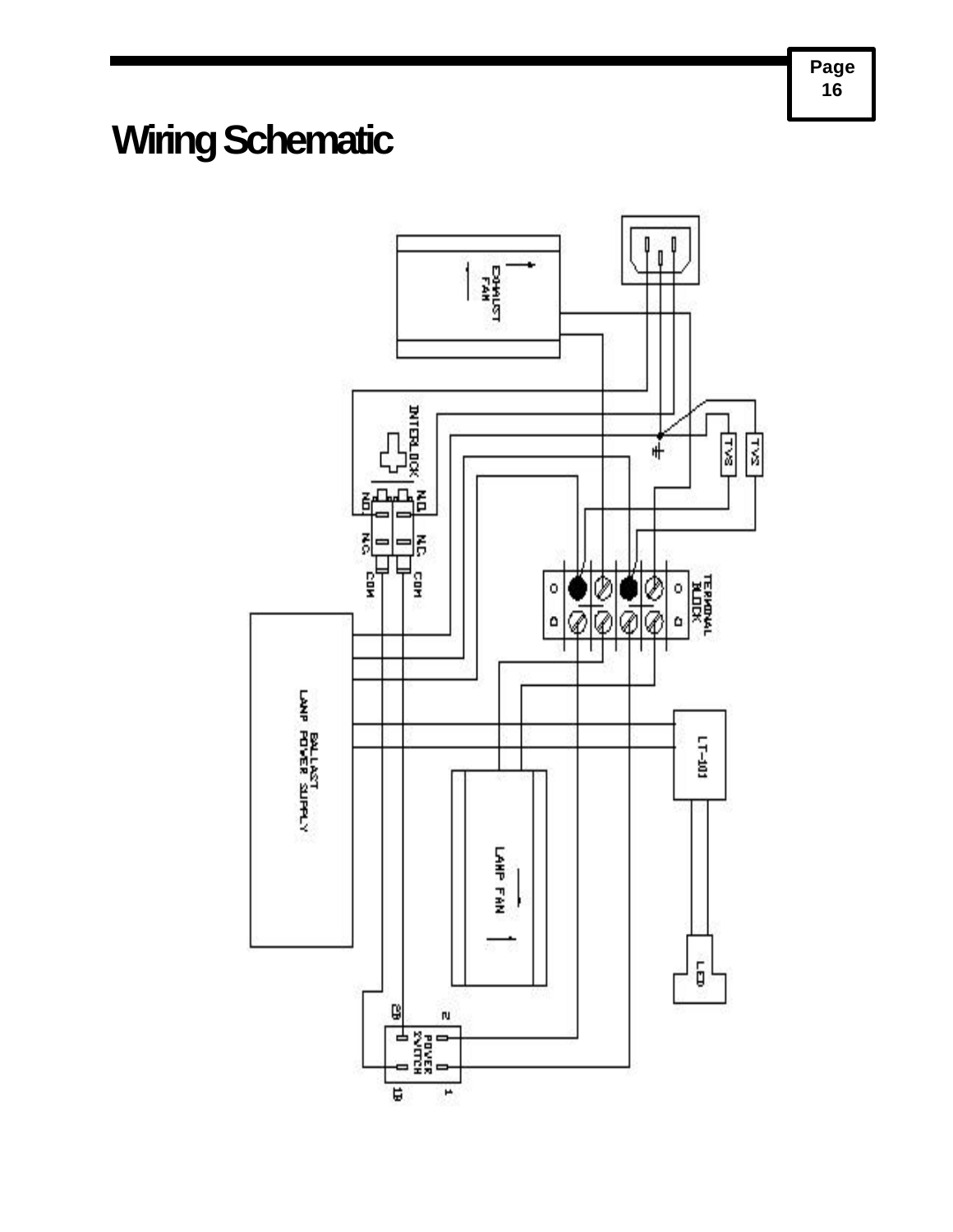# Wiring Schematic

EXHAUST FAN

INTERLOCK

N.O.

N.O.

N.C.

N.C.

COM

COM

TVS

TVS

TERMINAL BLOCK

BALLAST LAMP POWER SUPPLY

LT-101

LAMP FAN

LED

POWER SWITCH

2B

2

1B

1